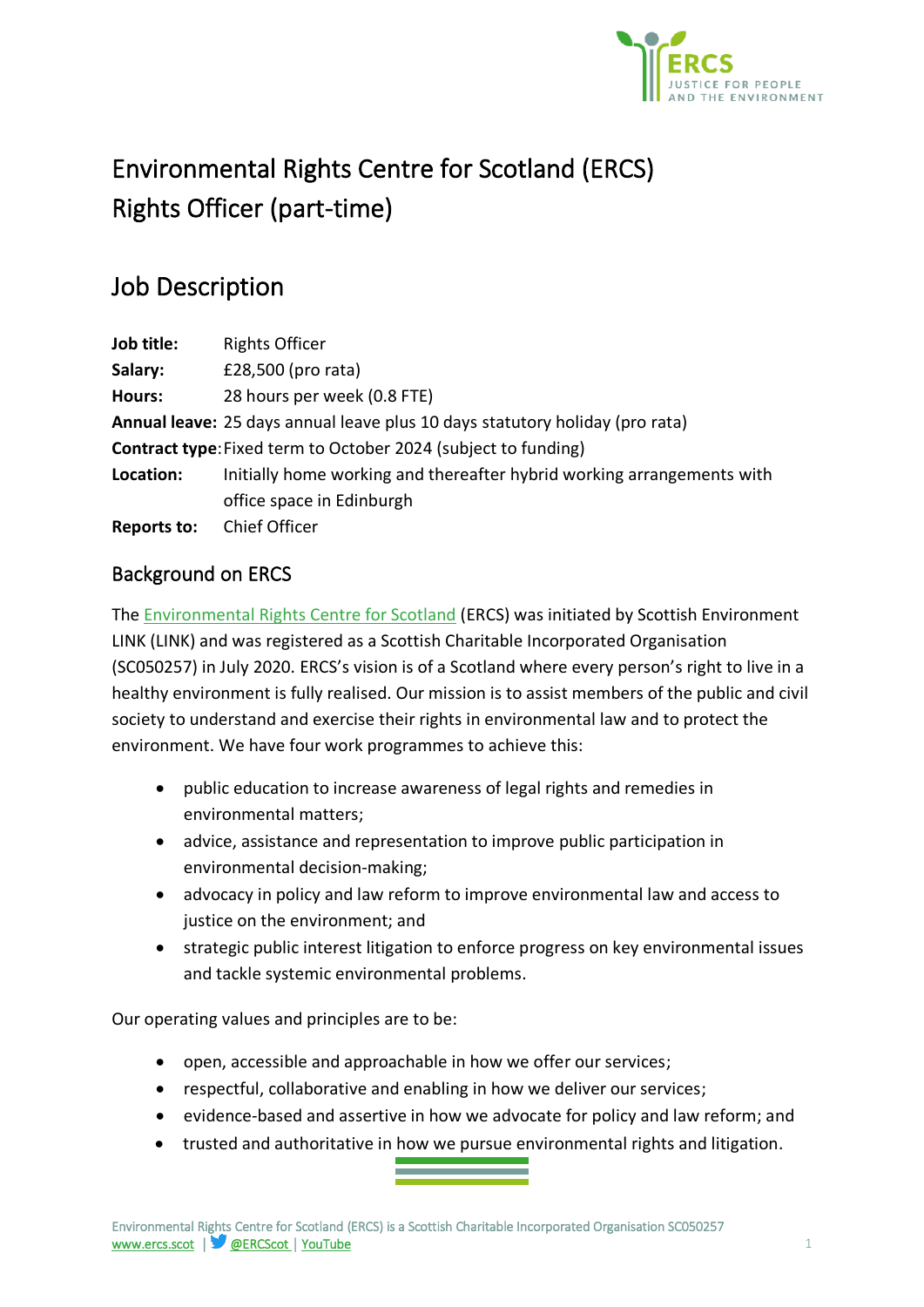# Environmental Rights Centre for Scotland (ERCS)
# Rights Officer (part-time)

## Job Description

**Job title:** Rights Officer
**Salary:** £28,500 (pro rata)
**Hours:** 28 hours per week (0.8 FTE)
**Annual leave:** 25 days annual leave plus 10 days statutory holiday (pro rata)
**Contract type:** Fixed term to October 2024 (subject to funding)
**Location:** Initially home working and thereafter hybrid working arrangements with office space in Edinburgh
**Reports to:** Chief Officer

### Background on ERCS

The Environmental Rights Centre for Scotland (ERCS) was initiated by Scottish Environment LINK (LINK) and was registered as a Scottish Charitable Incorporated Organisation (SC050257) in July 2020. ERCS's vision is of a Scotland where every person's right to live in a healthy environment is fully realised. Our mission is to assist members of the public and civil society to understand and exercise their rights in environmental law and to protect the environment. We have four work programmes to achieve this:

- public education to increase awareness of legal rights and remedies in environmental matters;
- advice, assistance and representation to improve public participation in environmental decision-making;
- advocacy in policy and law reform to improve environmental law and access to justice on the environment; and
- strategic public interest litigation to enforce progress on key environmental issues and tackle systemic environmental problems.

Our operating values and principles are to be:

- open, accessible and approachable in how we offer our services;
- respectful, collaborative and enabling in how we deliver our services;
- evidence-based and assertive in how we advocate for policy and law reform; and
- trusted and authoritative in how we pursue environmental rights and litigation.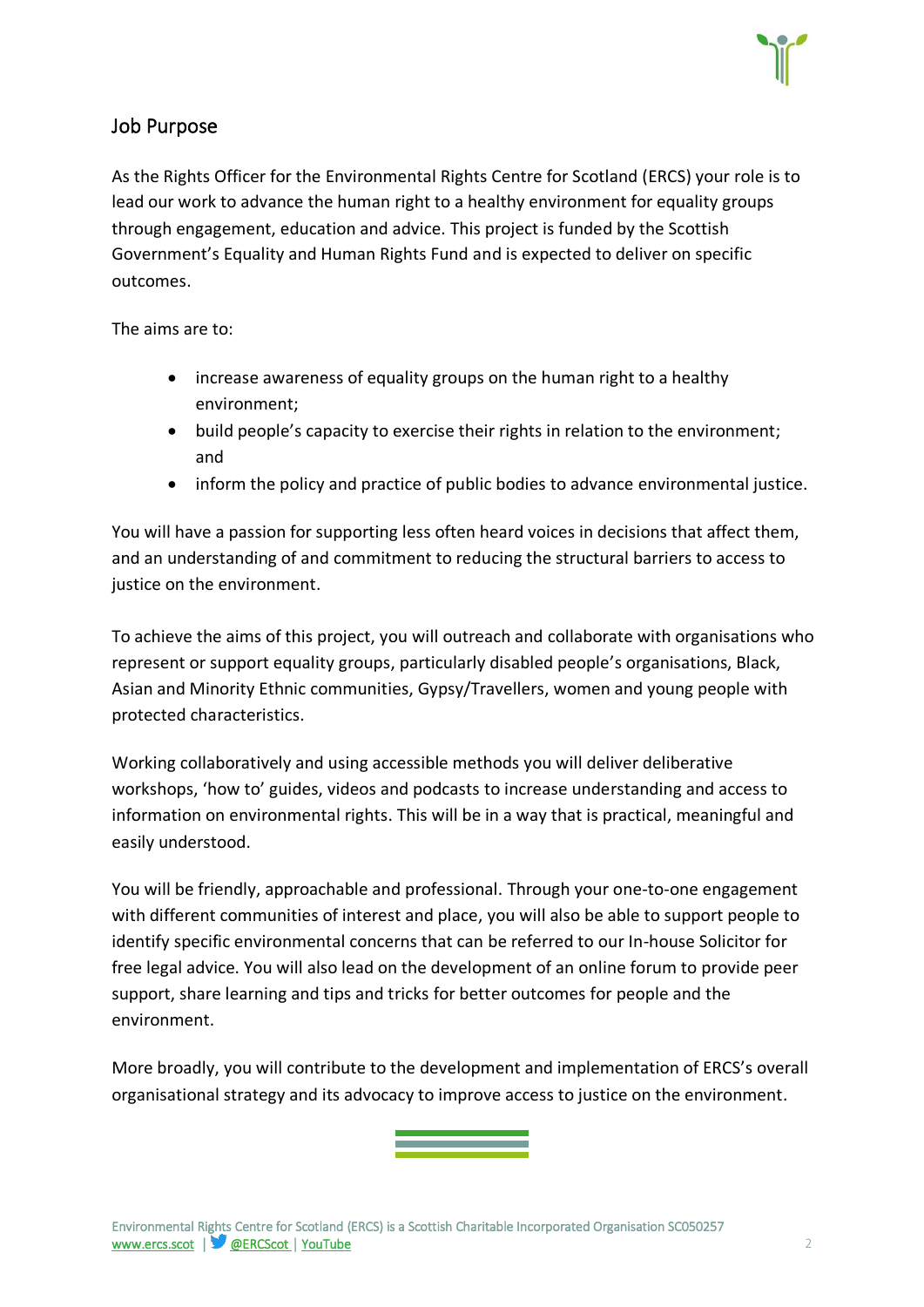## Job Purpose

As the Rights Officer for the Environmental Rights Centre for Scotland (ERCS) your role is to lead our work to advance the human right to a healthy environment for equality groups through engagement, education and advice. This project is funded by the Scottish Government's Equality and Human Rights Fund and is expected to deliver on specific outcomes.

The aims are to:

- increase awareness of equality groups on the human right to a healthy environment;
- build people's capacity to exercise their rights in relation to the environment; and
- inform the policy and practice of public bodies to advance environmental justice.

You will have a passion for supporting less often heard voices in decisions that affect them, and an understanding of and commitment to reducing the structural barriers to access to justice on the environment.

To achieve the aims of this project, you will outreach and collaborate with organisations who represent or support equality groups, particularly disabled people's organisations, Black, Asian and Minority Ethnic communities, Gypsy/Travellers, women and young people with protected characteristics.

Working collaboratively and using accessible methods you will deliver deliberative workshops, 'how to' guides, videos and podcasts to increase understanding and access to information on environmental rights. This will be in a way that is practical, meaningful and easily understood.

You will be friendly, approachable and professional. Through your one-to-one engagement with different communities of interest and place, you will also be able to support people to identify specific environmental concerns that can be referred to our In-house Solicitor for free legal advice. You will also lead on the development of an online forum to provide peer support, share learning and tips and tricks for better outcomes for people and the environment.

More broadly, you will contribute to the development and implementation of ERCS's overall organisational strategy and its advocacy to improve access to justice on the environment.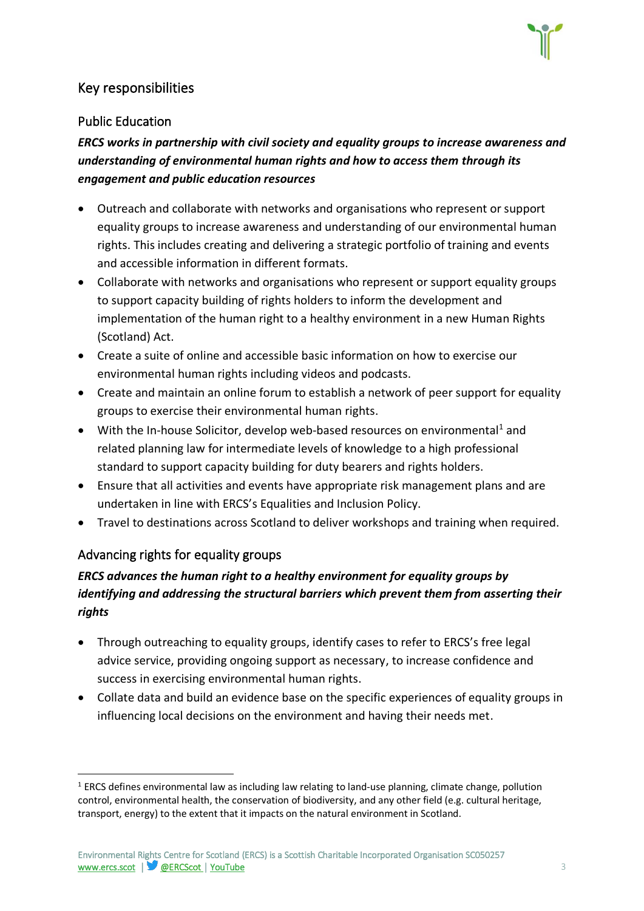## Key responsibilities

### Public Education

***ERCS works in partnership with civil society and equality groups to increase awareness and understanding of environmental human rights and how to access them through its engagement and public education resources***

- Outreach and collaborate with networks and organisations who represent or support equality groups to increase awareness and understanding of our environmental human rights. This includes creating and delivering a strategic portfolio of training and events and accessible information in different formats.
- Collaborate with networks and organisations who represent or support equality groups to support capacity building of rights holders to inform the development and implementation of the human right to a healthy environment in a new Human Rights (Scotland) Act.
- Create a suite of online and accessible basic information on how to exercise our environmental human rights including videos and podcasts.
- Create and maintain an online forum to establish a network of peer support for equality groups to exercise their environmental human rights.
- With the In-house Solicitor, develop web-based resources on environmental[1] and related planning law for intermediate levels of knowledge to a high professional standard to support capacity building for duty bearers and rights holders.
- Ensure that all activities and events have appropriate risk management plans and are undertaken in line with ERCS's Equalities and Inclusion Policy.
- Travel to destinations across Scotland to deliver workshops and training when required.

### Advancing rights for equality groups

***ERCS advances the human right to a healthy environment for equality groups by identifying and addressing the structural barriers which prevent them from asserting their rights***

- Through outreaching to equality groups, identify cases to refer to ERCS's free legal advice service, providing ongoing support as necessary, to increase confidence and success in exercising environmental human rights.
- Collate data and build an evidence base on the specific experiences of equality groups in influencing local decisions on the environment and having their needs met.

[1] ERCS defines environmental law as including law relating to land-use planning, climate change, pollution control, environmental health, the conservation of biodiversity, and any other field (e.g. cultural heritage, transport, energy) to the extent that it impacts on the natural environment in Scotland.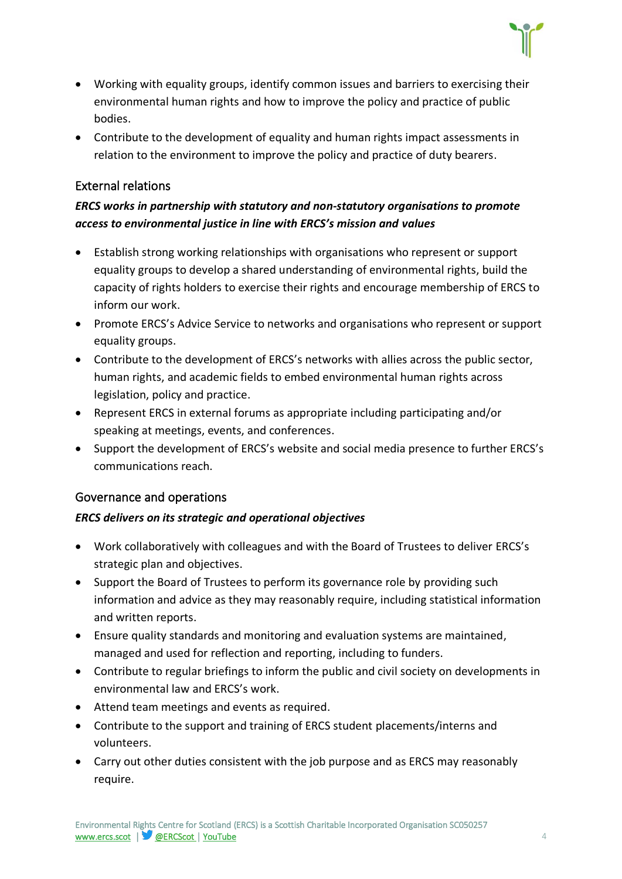- Working with equality groups, identify common issues and barriers to exercising their environmental human rights and how to improve the policy and practice of public bodies.
- Contribute to the development of equality and human rights impact assessments in relation to the environment to improve the policy and practice of duty bearers.

### External relations

***ERCS works in partnership with statutory and non-statutory organisations to promote access to environmental justice in line with ERCS's mission and values***

- Establish strong working relationships with organisations who represent or support equality groups to develop a shared understanding of environmental rights, build the capacity of rights holders to exercise their rights and encourage membership of ERCS to inform our work.
- Promote ERCS's Advice Service to networks and organisations who represent or support equality groups.
- Contribute to the development of ERCS's networks with allies across the public sector, human rights, and academic fields to embed environmental human rights across legislation, policy and practice.
- Represent ERCS in external forums as appropriate including participating and/or speaking at meetings, events, and conferences.
- Support the development of ERCS's website and social media presence to further ERCS's communications reach.

### Governance and operations

***ERCS delivers on its strategic and operational objectives***

- Work collaboratively with colleagues and with the Board of Trustees to deliver ERCS's strategic plan and objectives.
- Support the Board of Trustees to perform its governance role by providing such information and advice as they may reasonably require, including statistical information and written reports.
- Ensure quality standards and monitoring and evaluation systems are maintained, managed and used for reflection and reporting, including to funders.
- Contribute to regular briefings to inform the public and civil society on developments in environmental law and ERCS's work.
- Attend team meetings and events as required.
- Contribute to the support and training of ERCS student placements/interns and volunteers.
- Carry out other duties consistent with the job purpose and as ERCS may reasonably require.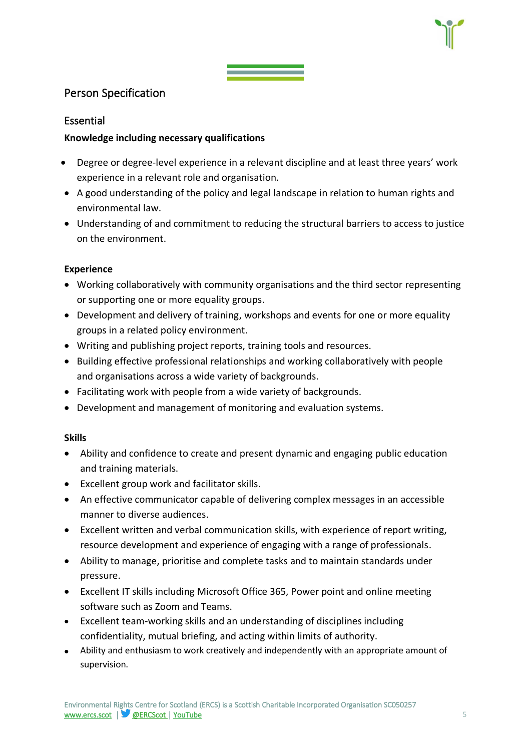## Person Specification

### Essential

**Knowledge including necessary qualifications**

- Degree or degree-level experience in a relevant discipline and at least three years' work experience in a relevant role and organisation.
- A good understanding of the policy and legal landscape in relation to human rights and environmental law.
- Understanding of and commitment to reducing the structural barriers to access to justice on the environment.

**Experience**

- Working collaboratively with community organisations and the third sector representing or supporting one or more equality groups.
- Development and delivery of training, workshops and events for one or more equality groups in a related policy environment.
- Writing and publishing project reports, training tools and resources.
- Building effective professional relationships and working collaboratively with people and organisations across a wide variety of backgrounds.
- Facilitating work with people from a wide variety of backgrounds.
- Development and management of monitoring and evaluation systems.

**Skills**

- Ability and confidence to create and present dynamic and engaging public education and training materials.
- Excellent group work and facilitator skills.
- An effective communicator capable of delivering complex messages in an accessible manner to diverse audiences.
- Excellent written and verbal communication skills, with experience of report writing, resource development and experience of engaging with a range of professionals.
- Ability to manage, prioritise and complete tasks and to maintain standards under pressure.
- Excellent IT skills including Microsoft Office 365, Power point and online meeting software such as Zoom and Teams.
- Excellent team-working skills and an understanding of disciplines including confidentiality, mutual briefing, and acting within limits of authority.
- Ability and enthusiasm to work creatively and independently with an appropriate amount of supervision.

Environmental Rights Centre for Scotland (ERCS) is a Scottish Charitable Incorporated Organisation SC050257
www.ercs.scot | @ERCScot | YouTube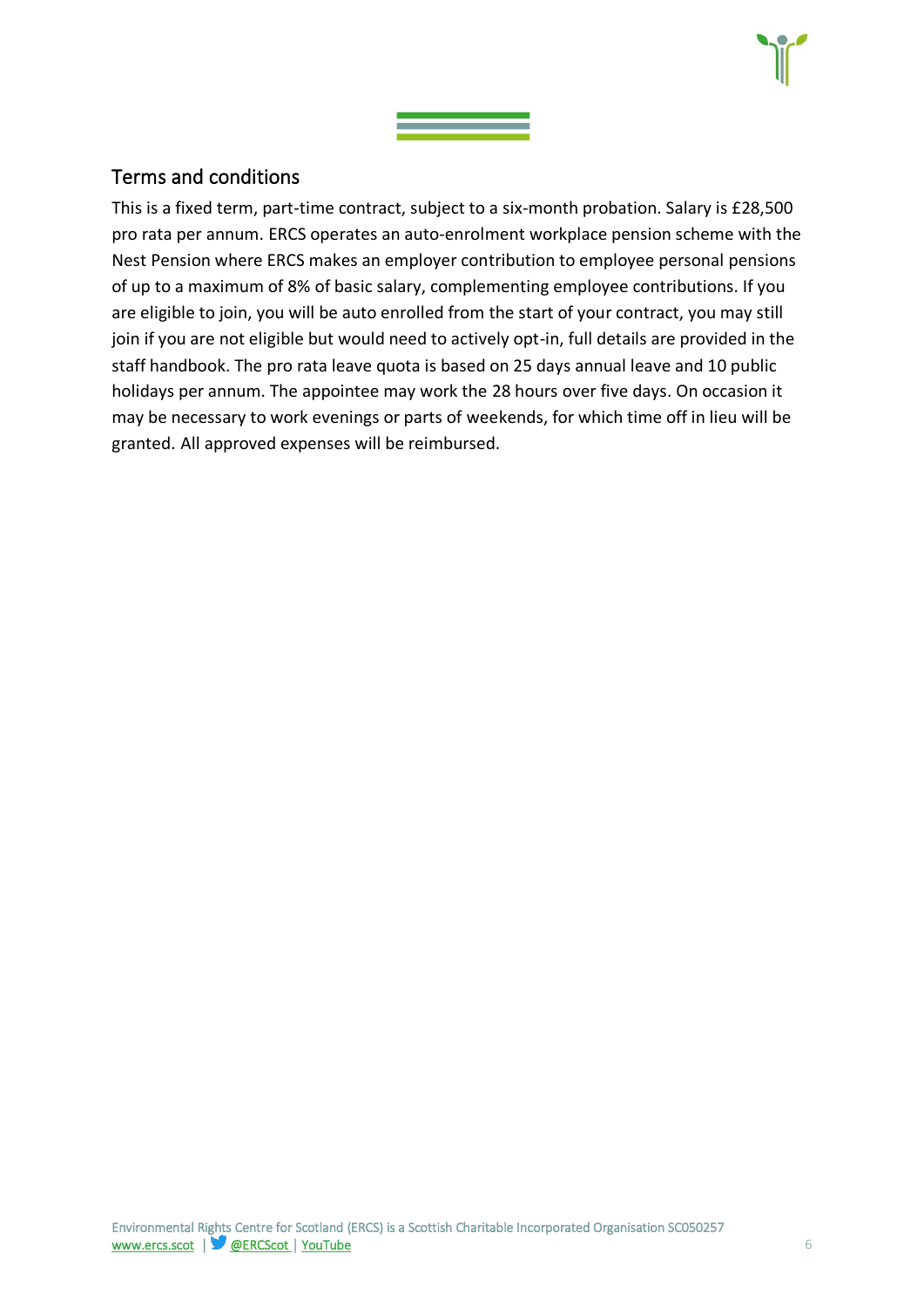## Terms and conditions

This is a fixed term, part-time contract, subject to a six-month probation. Salary is £28,500 pro rata per annum. ERCS operates an auto-enrolment workplace pension scheme with the Nest Pension where ERCS makes an employer contribution to employee personal pensions of up to a maximum of 8% of basic salary, complementing employee contributions. If you are eligible to join, you will be auto enrolled from the start of your contract, you may still join if you are not eligible but would need to actively opt-in, full details are provided in the staff handbook. The pro rata leave quota is based on 25 days annual leave and 10 public holidays per annum. The appointee may work the 28 hours over five days. On occasion it may be necessary to work evenings or parts of weekends, for which time off in lieu will be granted. All approved expenses will be reimbursed.